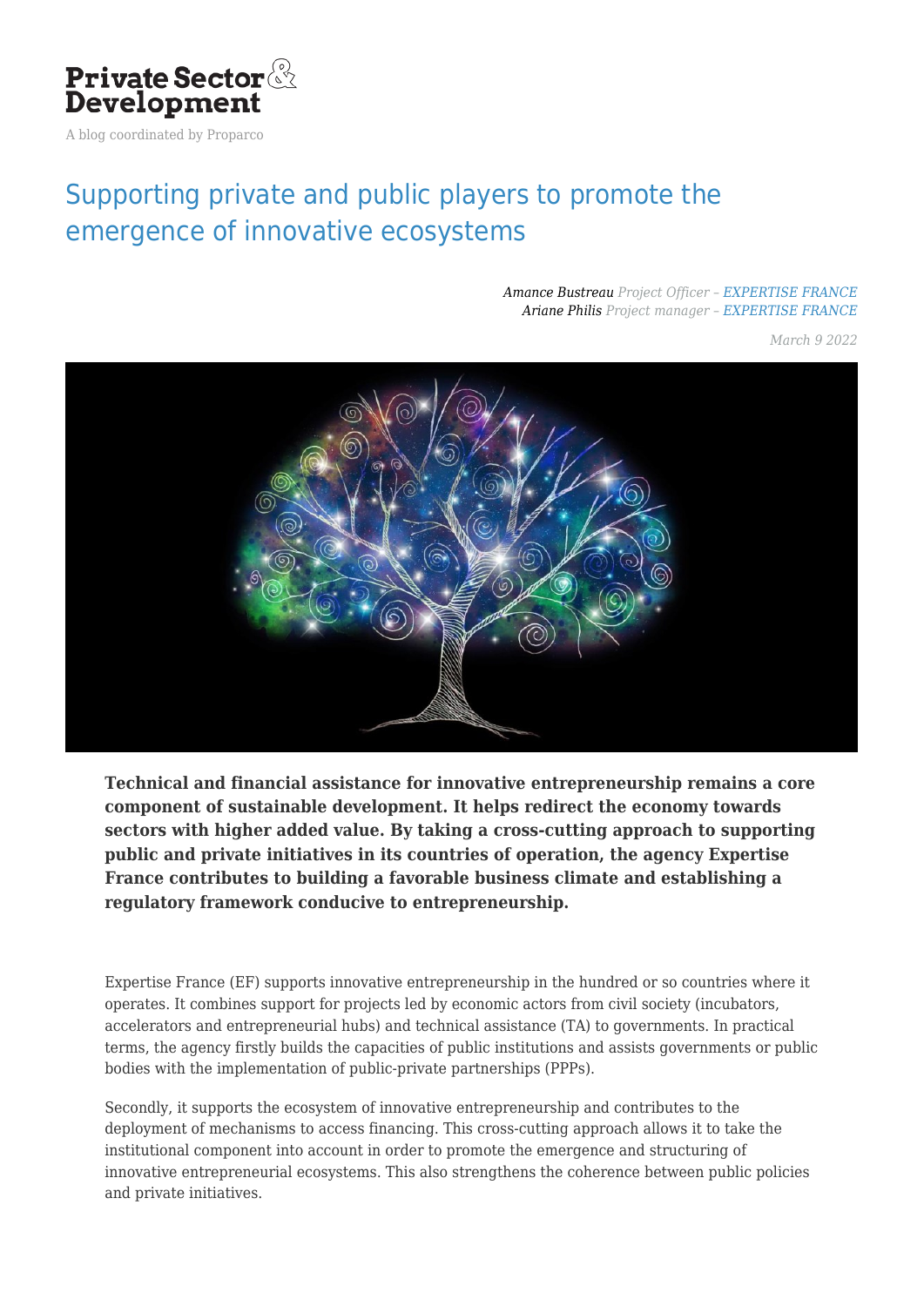**Private Sector & Development**

A blog coordinated by Proparco

# Supporting private and public players to promote the emergence of innovative ecosystems

*Amance Bustreau Project Officer – EXPERTISE FRANCE*
*Ariane Philis Project manager – EXPERTISE FRANCE*

*March 9 2022*

**Technical and financial assistance for innovative entrepreneurship remains a core component of sustainable development. It helps redirect the economy towards sectors with higher added value. By taking a cross-cutting approach to supporting public and private initiatives in its countries of operation, the agency Expertise France contributes to building a favorable business climate and establishing a regulatory framework conducive to entrepreneurship.**

Expertise France (EF) supports innovative entrepreneurship in the hundred or so countries where it operates. It combines support for projects led by economic actors from civil society (incubators, accelerators and entrepreneurial hubs) and technical assistance (TA) to governments. In practical terms, the agency firstly builds the capacities of public institutions and assists governments or public bodies with the implementation of public-private partnerships (PPPs).

Secondly, it supports the ecosystem of innovative entrepreneurship and contributes to the deployment of mechanisms to access financing. This cross-cutting approach allows it to take the institutional component into account in order to promote the emergence and structuring of innovative entrepreneurial ecosystems. This also strengthens the coherence between public policies and private initiatives.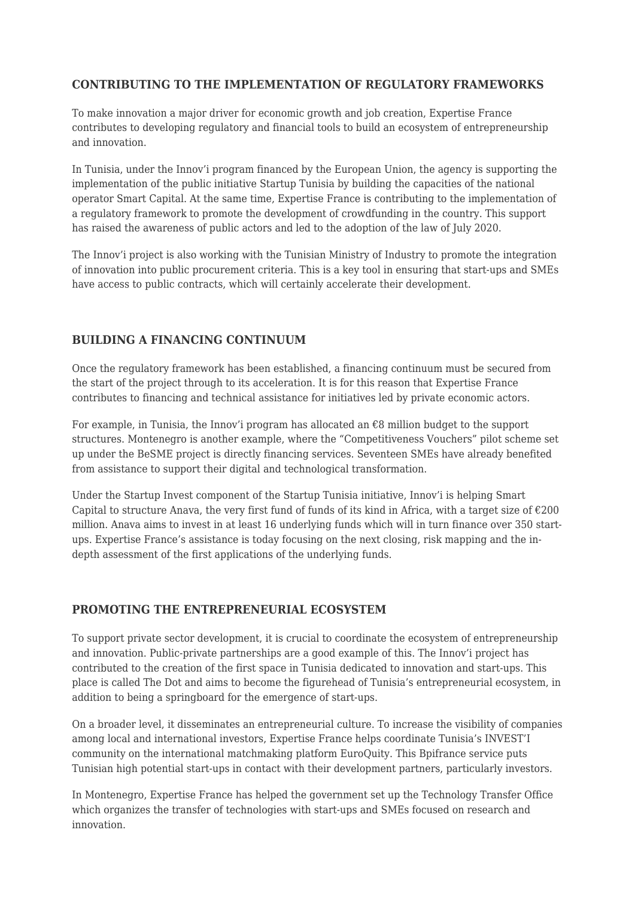## CONTRIBUTING TO THE IMPLEMENTATION OF REGULATORY FRAMEWORKS

To make innovation a major driver for economic growth and job creation, Expertise France contributes to developing regulatory and financial tools to build an ecosystem of entrepreneurship and innovation.

In Tunisia, under the Innov'i program financed by the European Union, the agency is supporting the implementation of the public initiative Startup Tunisia by building the capacities of the national operator Smart Capital. At the same time, Expertise France is contributing to the implementation of a regulatory framework to promote the development of crowdfunding in the country. This support has raised the awareness of public actors and led to the adoption of the law of July 2020.

The Innov'i project is also working with the Tunisian Ministry of Industry to promote the integration of innovation into public procurement criteria. This is a key tool in ensuring that start-ups and SMEs have access to public contracts, which will certainly accelerate their development.

## BUILDING A FINANCING CONTINUUM

Once the regulatory framework has been established, a financing continuum must be secured from the start of the project through to its acceleration. It is for this reason that Expertise France contributes to financing and technical assistance for initiatives led by private economic actors.

For example, in Tunisia, the Innov'i program has allocated an €8 million budget to the support structures. Montenegro is another example, where the "Competitiveness Vouchers" pilot scheme set up under the BeSME project is directly financing services. Seventeen SMEs have already benefited from assistance to support their digital and technological transformation.

Under the Startup Invest component of the Startup Tunisia initiative, Innov'i is helping Smart Capital to structure Anava, the very first fund of funds of its kind in Africa, with a target size of €200 million. Anava aims to invest in at least 16 underlying funds which will in turn finance over 350 start-ups. Expertise France's assistance is today focusing on the next closing, risk mapping and the in-depth assessment of the first applications of the underlying funds.

## PROMOTING THE ENTREPRENEURIAL ECOSYSTEM

To support private sector development, it is crucial to coordinate the ecosystem of entrepreneurship and innovation. Public-private partnerships are a good example of this. The Innov'i project has contributed to the creation of the first space in Tunisia dedicated to innovation and start-ups. This place is called The Dot and aims to become the figurehead of Tunisia's entrepreneurial ecosystem, in addition to being a springboard for the emergence of start-ups.

On a broader level, it disseminates an entrepreneurial culture. To increase the visibility of companies among local and international investors, Expertise France helps coordinate Tunisia's INVEST'I community on the international matchmaking platform EuroQuity. This Bpifrance service puts Tunisian high potential start-ups in contact with their development partners, particularly investors.

In Montenegro, Expertise France has helped the government set up the Technology Transfer Office which organizes the transfer of technologies with start-ups and SMEs focused on research and innovation.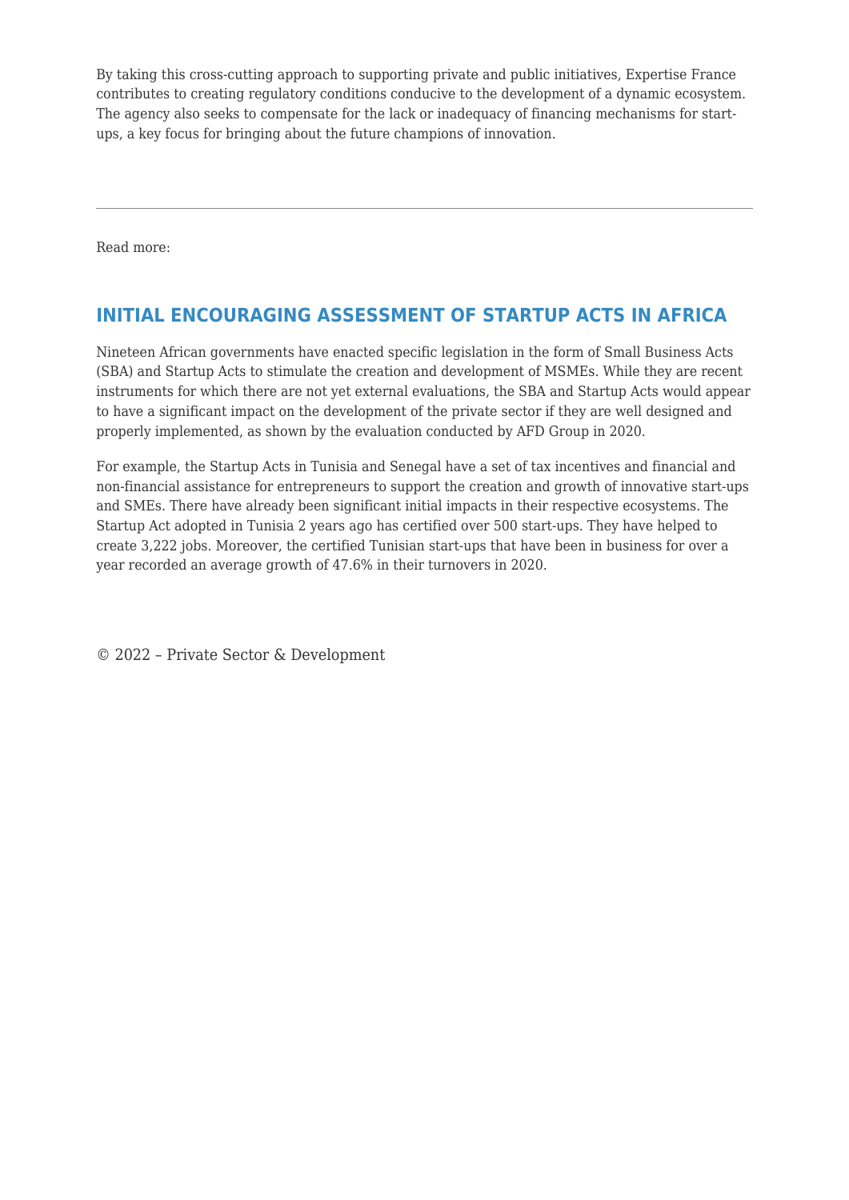By taking this cross-cutting approach to supporting private and public initiatives, Expertise France contributes to creating regulatory conditions conducive to the development of a dynamic ecosystem. The agency also seeks to compensate for the lack or inadequacy of financing mechanisms for start-ups, a key focus for bringing about the future champions of innovation.

---

Read more:

## INITIAL ENCOURAGING ASSESSMENT OF STARTUP ACTS IN AFRICA

Nineteen African governments have enacted specific legislation in the form of Small Business Acts (SBA) and Startup Acts to stimulate the creation and development of MSMEs. While they are recent instruments for which there are not yet external evaluations, the SBA and Startup Acts would appear to have a significant impact on the development of the private sector if they are well designed and properly implemented, as shown by the evaluation conducted by AFD Group in 2020.

For example, the Startup Acts in Tunisia and Senegal have a set of tax incentives and financial and non-financial assistance for entrepreneurs to support the creation and growth of innovative start-ups and SMEs. There have already been significant initial impacts in their respective ecosystems. The Startup Act adopted in Tunisia 2 years ago has certified over 500 start-ups. They have helped to create 3,222 jobs. Moreover, the certified Tunisian start-ups that have been in business for over a year recorded an average growth of 47.6% in their turnovers in 2020.

© 2022 – Private Sector & Development